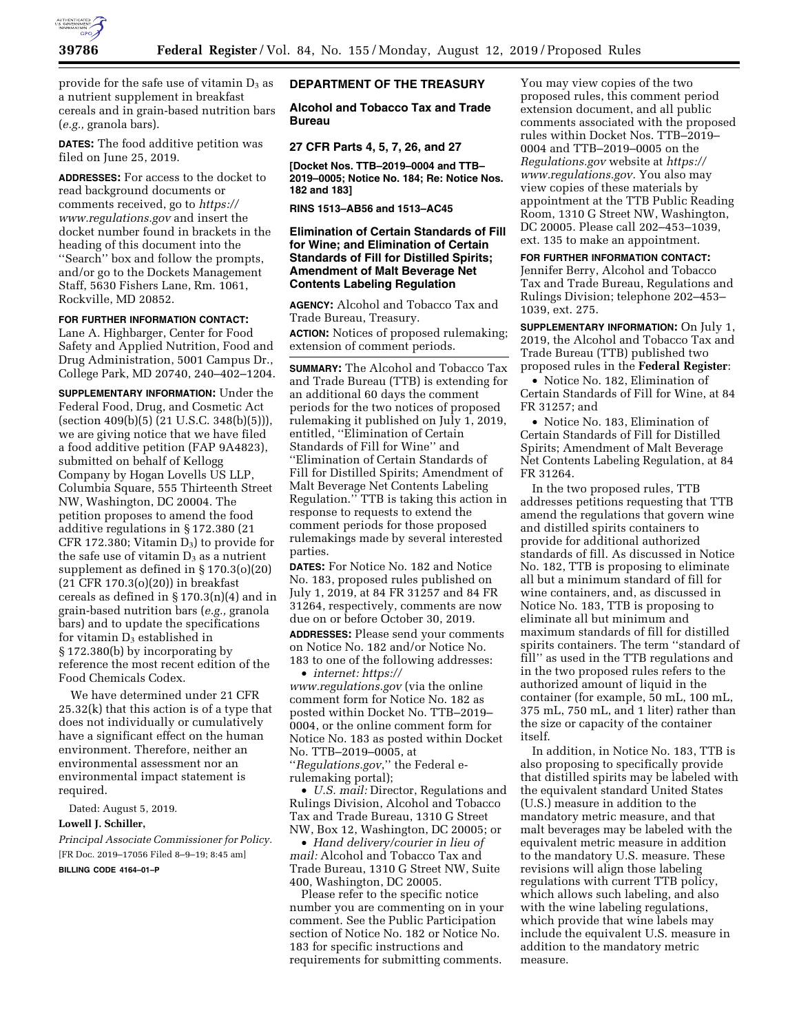provide for the safe use of vitamin $D_3$ as a nutrient supplement in breakfast cereals and in grain-based nutrition bars (*e.g.,* granola bars).

**DATES:** The food additive petition was filed on June 25, 2019.

**ADDRESSES:** For access to the docket to read background documents or comments received, go to *https://www.regulations.gov* and insert the docket number found in brackets in the heading of this document into the ''Search'' box and follow the prompts, and/or go to the Dockets Management Staff, 5630 Fishers Lane, Rm. 1061, Rockville, MD 20852.

**FOR FURTHER INFORMATION CONTACT:** Lane A. Highbarger, Center for Food Safety and Applied Nutrition, Food and Drug Administration, 5001 Campus Dr., College Park, MD 20740, 240–402–1204.

**SUPPLEMENTARY INFORMATION:** Under the Federal Food, Drug, and Cosmetic Act (section 409(b)(5) (21 U.S.C. 348(b)(5))), we are giving notice that we have filed a food additive petition (FAP 9A4823), submitted on behalf of Kellogg Company by Hogan Lovells US LLP, Columbia Square, 555 Thirteenth Street NW, Washington, DC 20004. The petition proposes to amend the food additive regulations in § 172.380 (21 CFR 172.380; Vitamin $D_3$) to provide for the safe use of vitamin $D_3$ as a nutrient supplement as defined in § 170.3(o)(20) (21 CFR 170.3(o)(20)) in breakfast cereals as defined in § 170.3(n)(4) and in grain-based nutrition bars (*e.g.,* granola bars) and to update the specifications for vitamin $D_3$ established in § 172.380(b) by incorporating by reference the most recent edition of the Food Chemicals Codex.

We have determined under 21 CFR 25.32(k) that this action is of a type that does not individually or cumulatively have a significant effect on the human environment. Therefore, neither an environmental assessment nor an environmental impact statement is required.

Dated: August 5, 2019.

**Lowell J. Schiller,**

*Principal Associate Commissioner for Policy.*

[FR Doc. 2019–17056 Filed 8–9–19; 8:45 am]

**BILLING CODE 4164–01–P**

## DEPARTMENT OF THE TREASURY

### Alcohol and Tobacco Tax and Trade Bureau

### 27 CFR Parts 4, 5, 7, 26, and 27

**[Docket Nos. TTB–2019–0004 and TTB–2019–0005; Notice No. 184; Re: Notice Nos. 182 and 183]**

**RINS 1513–AB56 and 1513–AC45**

### Elimination of Certain Standards of Fill for Wine; and Elimination of Certain Standards of Fill for Distilled Spirits; Amendment of Malt Beverage Net Contents Labeling Regulation

**AGENCY:** Alcohol and Tobacco Tax and Trade Bureau, Treasury.

**ACTION:** Notices of proposed rulemaking; extension of comment periods.

**SUMMARY:** The Alcohol and Tobacco Tax and Trade Bureau (TTB) is extending for an additional 60 days the comment periods for the two notices of proposed rulemaking it published on July 1, 2019, entitled, ''Elimination of Certain Standards of Fill for Wine'' and ''Elimination of Certain Standards of Fill for Distilled Spirits; Amendment of Malt Beverage Net Contents Labeling Regulation.'' TTB is taking this action in response to requests to extend the comment periods for those proposed rulemakings made by several interested parties.

**DATES:** For Notice No. 182 and Notice No. 183, proposed rules published on July 1, 2019, at 84 FR 31257 and 84 FR 31264, respectively, comments are now due on or before October 30, 2019.

**ADDRESSES:** Please send your comments on Notice No. 182 and/or Notice No. 183 to one of the following addresses:

- *internet: https://www.regulations.gov* (via the online comment form for Notice No. 182 as posted within Docket No. TTB–2019–0004, or the online comment form for Notice No. 183 as posted within Docket No. TTB–2019–0005, at ''*Regulations.gov*,'' the Federal e-rulemaking portal);
- *U.S. mail:* Director, Regulations and Rulings Division, Alcohol and Tobacco Tax and Trade Bureau, 1310 G Street NW, Box 12, Washington, DC 20005; or
- *Hand delivery/courier in lieu of mail:* Alcohol and Tobacco Tax and Trade Bureau, 1310 G Street NW, Suite 400, Washington, DC 20005.

Please refer to the specific notice number you are commenting on in your comment. See the Public Participation section of Notice No. 182 or Notice No. 183 for specific instructions and requirements for submitting comments.

You may view copies of the two proposed rules, this comment period extension document, and all public comments associated with the proposed rules within Docket Nos. TTB–2019–0004 and TTB–2019–0005 on the *Regulations.gov* website at *https://www.regulations.gov.* You also may view copies of these materials by appointment at the TTB Public Reading Room, 1310 G Street NW, Washington, DC 20005. Please call 202–453–1039, ext. 135 to make an appointment.

**FOR FURTHER INFORMATION CONTACT:** Jennifer Berry, Alcohol and Tobacco Tax and Trade Bureau, Regulations and Rulings Division; telephone 202–453–1039, ext. 275.

**SUPPLEMENTARY INFORMATION:** On July 1, 2019, the Alcohol and Tobacco Tax and Trade Bureau (TTB) published two proposed rules in the **Federal Register**:

- Notice No. 182, Elimination of Certain Standards of Fill for Wine, at 84 FR 31257; and
- Notice No. 183, Elimination of Certain Standards of Fill for Distilled Spirits; Amendment of Malt Beverage Net Contents Labeling Regulation, at 84 FR 31264.

In the two proposed rules, TTB addresses petitions requesting that TTB amend the regulations that govern wine and distilled spirits containers to provide for additional authorized standards of fill. As discussed in Notice No. 182, TTB is proposing to eliminate all but a minimum standard of fill for wine containers, and, as discussed in Notice No. 183, TTB is proposing to eliminate all but minimum and maximum standards of fill for distilled spirits containers. The term ''standard of fill'' as used in the TTB regulations and in the two proposed rules refers to the authorized amount of liquid in the container (for example, 50 mL, 100 mL, 375 mL, 750 mL, and 1 liter) rather than the size or capacity of the container itself.

In addition, in Notice No. 183, TTB is also proposing to specifically provide that distilled spirits may be labeled with the equivalent standard United States (U.S.) measure in addition to the mandatory metric measure, and that malt beverages may be labeled with the equivalent metric measure in addition to the mandatory U.S. measure. These revisions will align those labeling regulations with current TTB policy, which allows such labeling, and also with the wine labeling regulations, which provide that wine labels may include the equivalent U.S. measure in addition to the mandatory metric measure.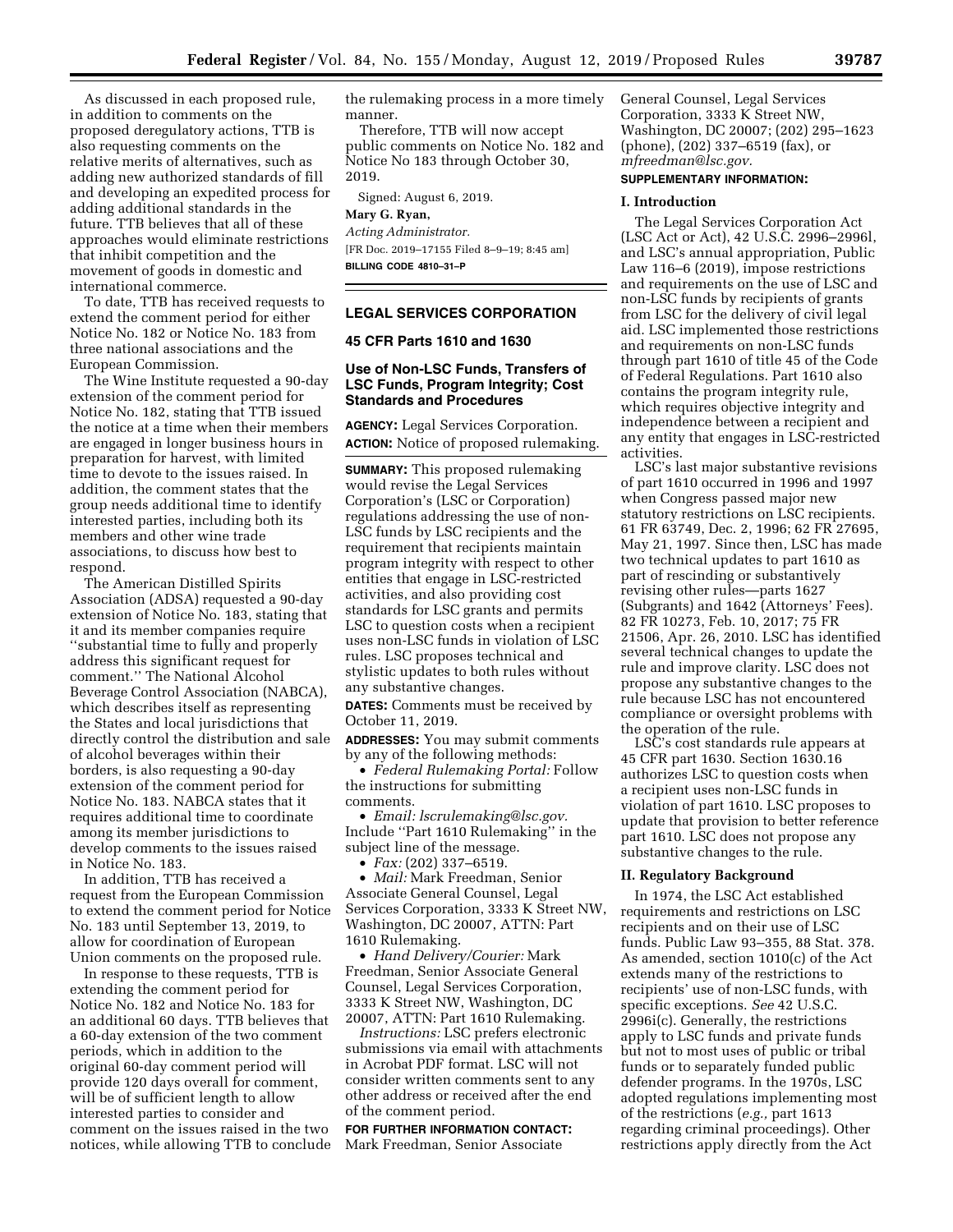As discussed in each proposed rule, in addition to comments on the proposed deregulatory actions, TTB is also requesting comments on the relative merits of alternatives, such as adding new authorized standards of fill and developing an expedited process for adding additional standards in the future. TTB believes that all of these approaches would eliminate restrictions that inhibit competition and the movement of goods in domestic and international commerce.

To date, TTB has received requests to extend the comment period for either Notice No. 182 or Notice No. 183 from three national associations and the European Commission.

The Wine Institute requested a 90-day extension of the comment period for Notice No. 182, stating that TTB issued the notice at a time when their members are engaged in longer business hours in preparation for harvest, with limited time to devote to the issues raised. In addition, the comment states that the group needs additional time to identify interested parties, including both its members and other wine trade associations, to discuss how best to respond.

The American Distilled Spirits Association (ADSA) requested a 90-day extension of Notice No. 183, stating that it and its member companies require ''substantial time to fully and properly address this significant request for comment.'' The National Alcohol Beverage Control Association (NABCA), which describes itself as representing the States and local jurisdictions that directly control the distribution and sale of alcohol beverages within their borders, is also requesting a 90-day extension of the comment period for Notice No. 183. NABCA states that it requires additional time to coordinate among its member jurisdictions to develop comments to the issues raised in Notice No. 183.

In addition, TTB has received a request from the European Commission to extend the comment period for Notice No. 183 until September 13, 2019, to allow for coordination of European Union comments on the proposed rule.

In response to these requests, TTB is extending the comment period for Notice No. 182 and Notice No. 183 for an additional 60 days. TTB believes that a 60-day extension of the two comment periods, which in addition to the original 60-day comment period will provide 120 days overall for comment, will be of sufficient length to allow interested parties to consider and comment on the issues raised in the two notices, while allowing TTB to conclude the rulemaking process in a more timely manner.

Therefore, TTB will now accept public comments on Notice No. 182 and Notice No 183 through October 30, 2019.

Signed: August 6, 2019.

**Mary G. Ryan,**

*Acting Administrator.*

[FR Doc. 2019–17155 Filed 8–9–19; 8:45 am]

**BILLING CODE 4810–31–P**

---

## LEGAL SERVICES CORPORATION

### 45 CFR Parts 1610 and 1630

### Use of Non-LSC Funds, Transfers of LSC Funds, Program Integrity; Cost Standards and Procedures

**AGENCY:** Legal Services Corporation.

**ACTION:** Notice of proposed rulemaking.

**SUMMARY:** This proposed rulemaking would revise the Legal Services Corporation's (LSC or Corporation) regulations addressing the use of non-LSC funds by LSC recipients and the requirement that recipients maintain program integrity with respect to other entities that engage in LSC-restricted activities, and also providing cost standards for LSC grants and permits LSC to question costs when a recipient uses non-LSC funds in violation of LSC rules. LSC proposes technical and stylistic updates to both rules without any substantive changes.

**DATES:** Comments must be received by October 11, 2019.

**ADDRESSES:** You may submit comments by any of the following methods:

- *Federal Rulemaking Portal:* Follow the instructions for submitting comments.
- *Email: lscrulemaking@lsc.gov.* Include ''Part 1610 Rulemaking'' in the subject line of the message.
- *Fax:* (202) 337–6519.
- *Mail:* Mark Freedman, Senior Associate General Counsel, Legal Services Corporation, 3333 K Street NW, Washington, DC 20007, ATTN: Part 1610 Rulemaking.
- *Hand Delivery/Courier:* Mark Freedman, Senior Associate General Counsel, Legal Services Corporation, 3333 K Street NW, Washington, DC 20007, ATTN: Part 1610 Rulemaking.

*Instructions:* LSC prefers electronic submissions via email with attachments in Acrobat PDF format. LSC will not consider written comments sent to any other address or received after the end of the comment period.

**FOR FURTHER INFORMATION CONTACT:** Mark Freedman, Senior Associate General Counsel, Legal Services Corporation, 3333 K Street NW, Washington, DC 20007; (202) 295–1623 (phone), (202) 337–6519 (fax), or *mfreedman@lsc.gov.*

**SUPPLEMENTARY INFORMATION:**

#### I. Introduction

The Legal Services Corporation Act (LSC Act or Act), 42 U.S.C. 2996–2996l, and LSC's annual appropriation, Public Law 116–6 (2019), impose restrictions and requirements on the use of LSC and non-LSC funds by recipients of grants from LSC for the delivery of civil legal aid. LSC implemented those restrictions and requirements on non-LSC funds through part 1610 of title 45 of the Code of Federal Regulations. Part 1610 also contains the program integrity rule, which requires objective integrity and independence between a recipient and any entity that engages in LSC-restricted activities.

LSC's last major substantive revisions of part 1610 occurred in 1996 and 1997 when Congress passed major new statutory restrictions on LSC recipients. 61 FR 63749, Dec. 2, 1996; 62 FR 27695, May 21, 1997. Since then, LSC has made two technical updates to part 1610 as part of rescinding or substantively revising other rules—parts 1627 (Subgrants) and 1642 (Attorneys' Fees). 82 FR 10273, Feb. 10, 2017; 75 FR 21506, Apr. 26, 2010. LSC has identified several technical changes to update the rule and improve clarity. LSC does not propose any substantive changes to the rule because LSC has not encountered compliance or oversight problems with the operation of the rule.

LSC's cost standards rule appears at 45 CFR part 1630. Section 1630.16 authorizes LSC to question costs when a recipient uses non-LSC funds in violation of part 1610. LSC proposes to update that provision to better reference part 1610. LSC does not propose any substantive changes to the rule.

#### II. Regulatory Background

In 1974, the LSC Act established requirements and restrictions on LSC recipients and on their use of LSC funds. Public Law 93–355, 88 Stat. 378. As amended, section 1010(c) of the Act extends many of the restrictions to recipients' use of non-LSC funds, with specific exceptions. *See* 42 U.S.C. 2996i(c). Generally, the restrictions apply to LSC funds and private funds but not to most uses of public or tribal funds or to separately funded public defender programs. In the 1970s, LSC adopted regulations implementing most of the restrictions (*e.g.,* part 1613 regarding criminal proceedings). Other restrictions apply directly from the Act